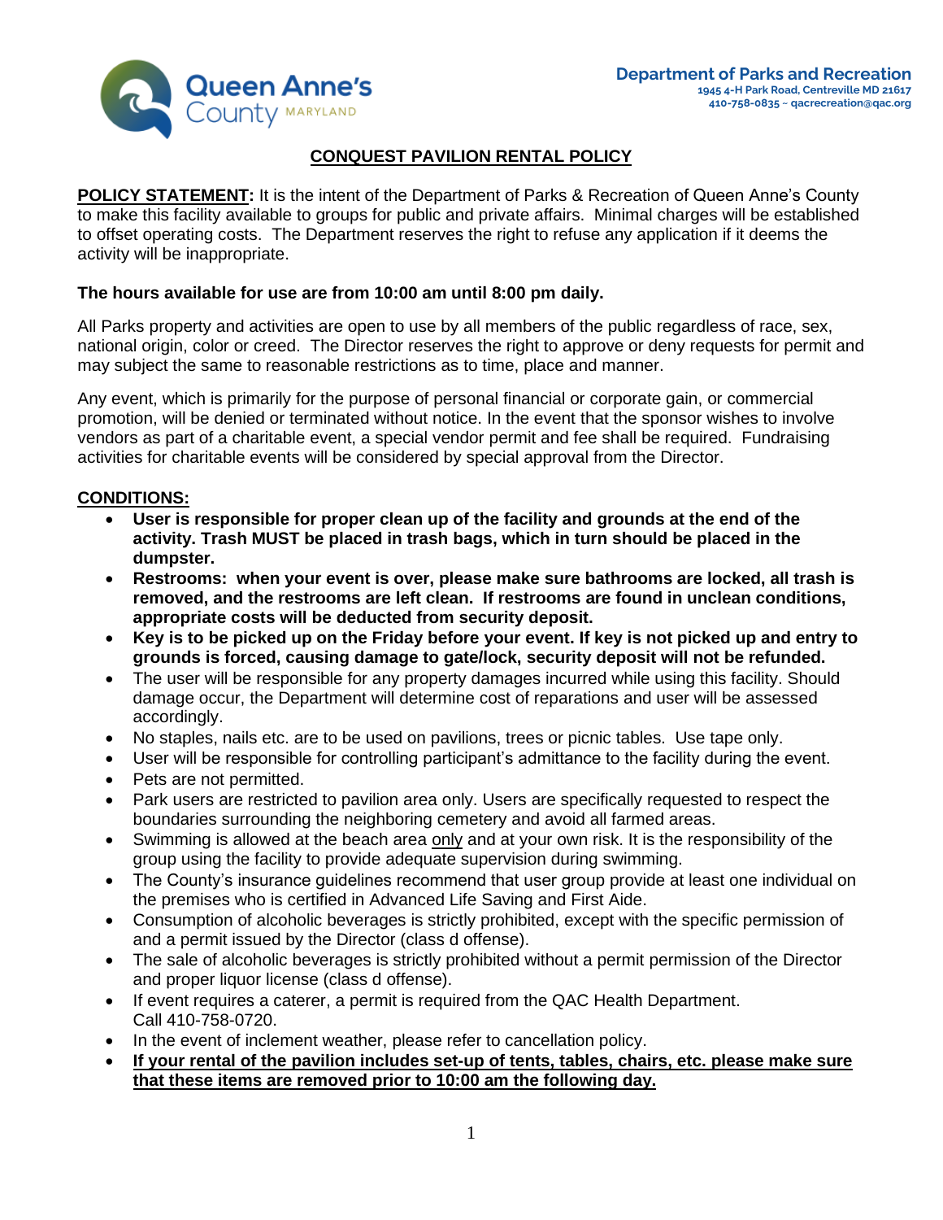Queen Anne's County MARYLAND

**Department of Parks and Recreation**
1945 4-H Park Road, Centreville MD 21617
410-758-0835 ~ qacrecreation@qac.org

# CONQUEST PAVILION RENTAL POLICY

**POLICY STATEMENT:** It is the intent of the Department of Parks & Recreation of Queen Anne's County to make this facility available to groups for public and private affairs. Minimal charges will be established to offset operating costs. The Department reserves the right to refuse any application if it deems the activity will be inappropriate.

**The hours available for use are from 10:00 am until 8:00 pm daily.**

All Parks property and activities are open to use by all members of the public regardless of race, sex, national origin, color or creed. The Director reserves the right to approve or deny requests for permit and may subject the same to reasonable restrictions as to time, place and manner.

Any event, which is primarily for the purpose of personal financial or corporate gain, or commercial promotion, will be denied or terminated without notice. In the event that the sponsor wishes to involve vendors as part of a charitable event, a special vendor permit and fee shall be required. Fundraising activities for charitable events will be considered by special approval from the Director.

**CONDITIONS:**

- **User is responsible for proper clean up of the facility and grounds at the end of the activity. Trash MUST be placed in trash bags, which in turn should be placed in the dumpster.**
- **Restrooms: when your event is over, please make sure bathrooms are locked, all trash is removed, and the restrooms are left clean. If restrooms are found in unclean conditions, appropriate costs will be deducted from security deposit.**
- **Key is to be picked up on the Friday before your event. If key is not picked up and entry to grounds is forced, causing damage to gate/lock, security deposit will not be refunded.**
- The user will be responsible for any property damages incurred while using this facility. Should damage occur, the Department will determine cost of reparations and user will be assessed accordingly.
- No staples, nails etc. are to be used on pavilions, trees or picnic tables. Use tape only.
- User will be responsible for controlling participant's admittance to the facility during the event.
- Pets are not permitted.
- Park users are restricted to pavilion area only. Users are specifically requested to respect the boundaries surrounding the neighboring cemetery and avoid all farmed areas.
- Swimming is allowed at the beach area <u>only</u> and at your own risk. It is the responsibility of the group using the facility to provide adequate supervision during swimming.
- The County's insurance guidelines recommend that user group provide at least one individual on the premises who is certified in Advanced Life Saving and First Aide.
- Consumption of alcoholic beverages is strictly prohibited, except with the specific permission of and a permit issued by the Director (class d offense).
- The sale of alcoholic beverages is strictly prohibited without a permit permission of the Director and proper liquor license (class d offense).
- If event requires a caterer, a permit is required from the QAC Health Department. Call 410-758-0720.
- In the event of inclement weather, please refer to cancellation policy.
- **<u>If your rental of the pavilion includes set-up of tents, tables, chairs, etc. please make sure that these items are removed prior to 10:00 am the following day.</u>**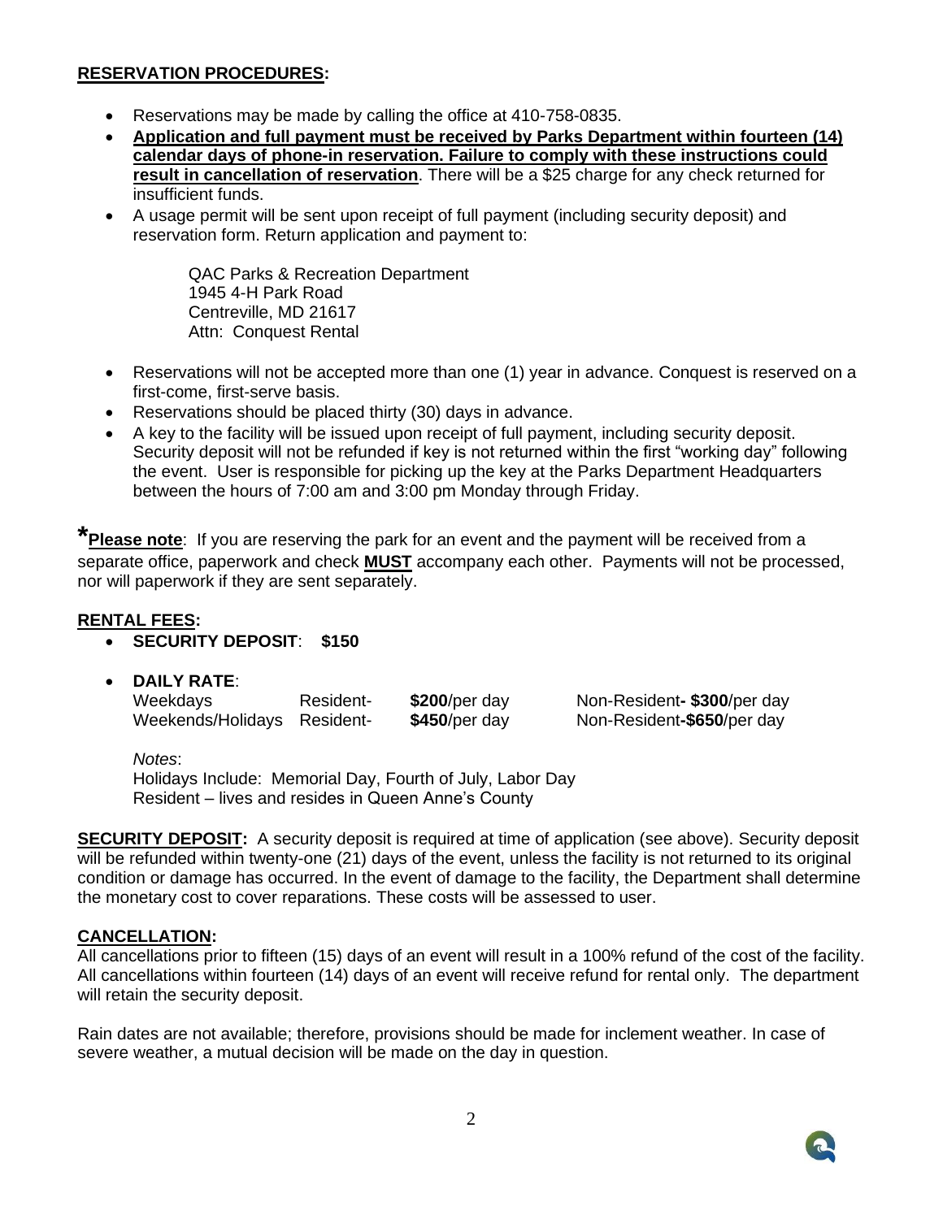## RESERVATION PROCEDURES:

- Reservations may be made by calling the office at 410-758-0835.
- **Application and full payment must be received by Parks Department within fourteen (14) calendar days of phone-in reservation. Failure to comply with these instructions could result in cancellation of reservation**. There will be a $25 charge for any check returned for insufficient funds.
- A usage permit will be sent upon receipt of full payment (including security deposit) and reservation form. Return application and payment to:

  QAC Parks & Recreation Department
  1945 4-H Park Road
  Centreville, MD 21617
  Attn: Conquest Rental

- Reservations will not be accepted more than one (1) year in advance. Conquest is reserved on a first-come, first-serve basis.
- Reservations should be placed thirty (30) days in advance.
- A key to the facility will be issued upon receipt of full payment, including security deposit. Security deposit will not be refunded if key is not returned within the first "working day" following the event. User is responsible for picking up the key at the Parks Department Headquarters between the hours of 7:00 am and 3:00 pm Monday through Friday.

***Please note**: If you are reserving the park for an event and the payment will be received from a separate office, paperwork and check **MUST** accompany each other. Payments will not be processed, nor will paperwork if they are sent separately.

## RENTAL FEES:

- **SECURITY DEPOSIT**: **$150**
- **DAILY RATE**:

| | | | |
|---|---|---|---|
| Weekdays | Resident- | **$200**/per day | Non-Resident- **$300**/per day |
| Weekends/Holidays | Resident- | **$450**/per day | Non-Resident-**$650**/per day |

*Notes*:
Holidays Include: Memorial Day, Fourth of July, Labor Day
Resident – lives and resides in Queen Anne's County

**SECURITY DEPOSIT:** A security deposit is required at time of application (see above). Security deposit will be refunded within twenty-one (21) days of the event, unless the facility is not returned to its original condition or damage has occurred. In the event of damage to the facility, the Department shall determine the monetary cost to cover reparations. These costs will be assessed to user.

## CANCELLATION:

All cancellations prior to fifteen (15) days of an event will result in a 100% refund of the cost of the facility. All cancellations within fourteen (14) days of an event will receive refund for rental only. The department will retain the security deposit.

Rain dates are not available; therefore, provisions should be made for inclement weather. In case of severe weather, a mutual decision will be made on the day in question.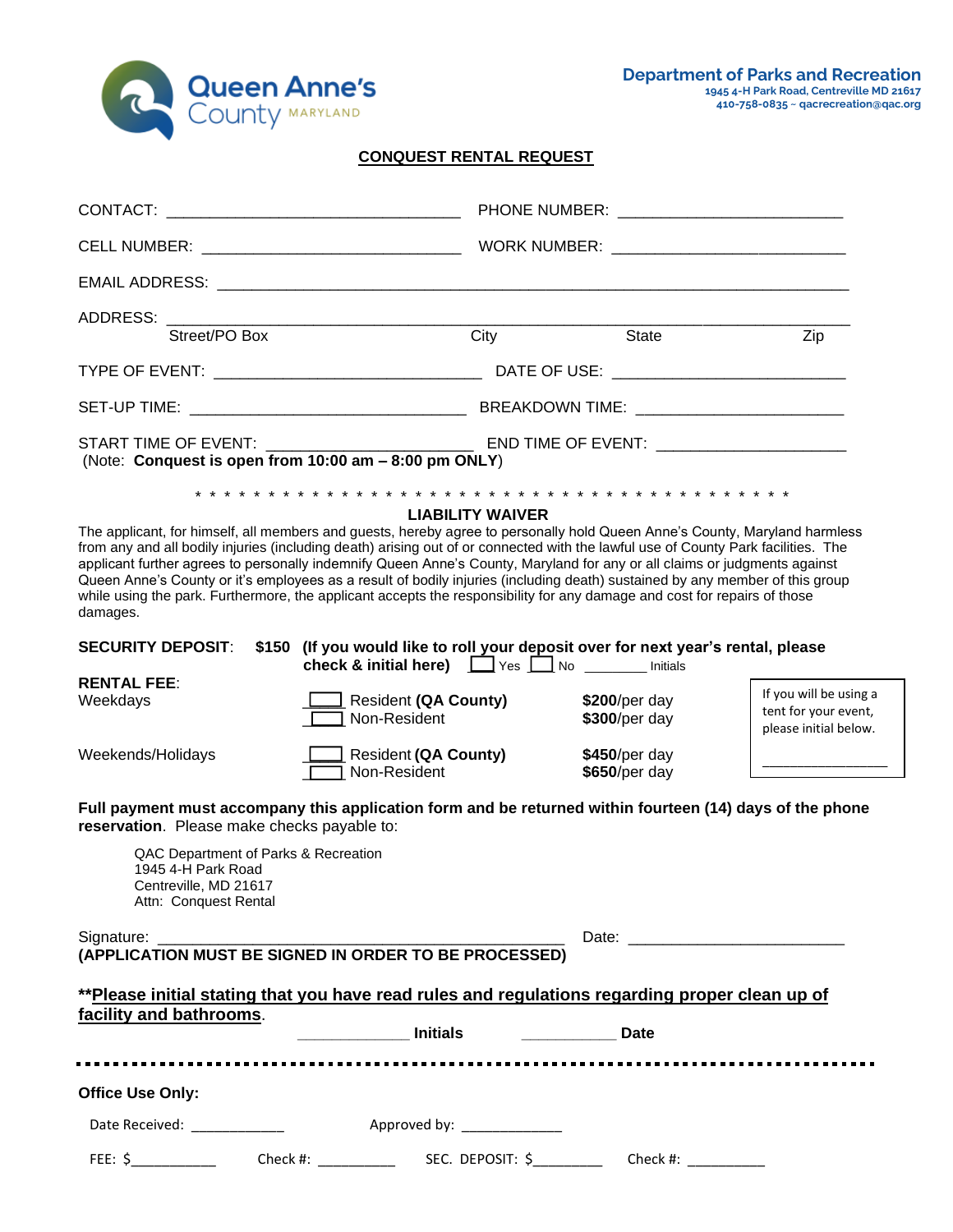Queen Anne's County MARYLAND

**Department of Parks and Recreation**
1945 4-H Park Road, Centreville MD 21617
410-758-0835 ~ qacrecreation@qac.org

## CONQUEST RENTAL REQUEST

CONTACT: ________________________________ PHONE NUMBER: ________________________

CELL NUMBER: ____________________________ WORK NUMBER: ________________________

EMAIL ADDRESS: ____________________________________________________________

ADDRESS: __________________________________________________________________
Street/PO Box City State Zip

TYPE OF EVENT: ____________________________ DATE OF USE: ________________________

SET-UP TIME: _______________________________ BREAKDOWN TIME: ____________________

START TIME OF EVENT: _______________________ END TIME OF EVENT: ___________________
(Note: **Conquest is open from 10:00 am – 8:00 pm ONLY**)

* * * * * * * * * * * * * * * * * * * * * * * * * * * * * * * * * * * * * * * *

### LIABILITY WAIVER

The applicant, for himself, all members and guests, hereby agree to personally hold Queen Anne's County, Maryland harmless from any and all bodily injuries (including death) arising out of or connected with the lawful use of County Park facilities. The applicant further agrees to personally indemnify Queen Anne's County, Maryland for any or all claims or judgments against Queen Anne's County or it's employees as a result of bodily injuries (including death) sustained by any member of this group while using the park. Furthermore, the applicant accepts the responsibility for any damage and cost for repairs of those damages.

**SECURITY DEPOSIT**: **$150** **(If you would like to roll your deposit over for next year's rental, please check & initial here)** ☐ Yes ☐ No ________ Initials

**RENTAL FEE**:

| | | |
|---|---|---|
| Weekdays | ☐ Resident **(QA County)** | **$200**/per day |
| | ☐ Non-Resident | **$300**/per day |
| Weekends/Holidays | ☐ Resident **(QA County)** | **$450**/per day |
| | ☐ Non-Resident | **$650**/per day |

If you will be using a tent for your event, please initial below.

_______________

**Full payment must accompany this application form and be returned within fourteen (14) days of the phone reservation**. Please make checks payable to:

QAC Department of Parks & Recreation
1945 4-H Park Road
Centreville, MD 21617
Attn: Conquest Rental

Signature: ______________________________________________ Date: ________________________
**(APPLICATION MUST BE SIGNED IN ORDER TO BE PROCESSED)**

****Please initial stating that you have read rules and regulations regarding proper clean up of facility and bathrooms**.

_____________ **Initials** ___________ **Date**

---

**Office Use Only:**

Date Received: ____________ Approved by: _____________

FEE: $___________ Check #: __________ SEC. DEPOSIT: $_________ Check #: __________